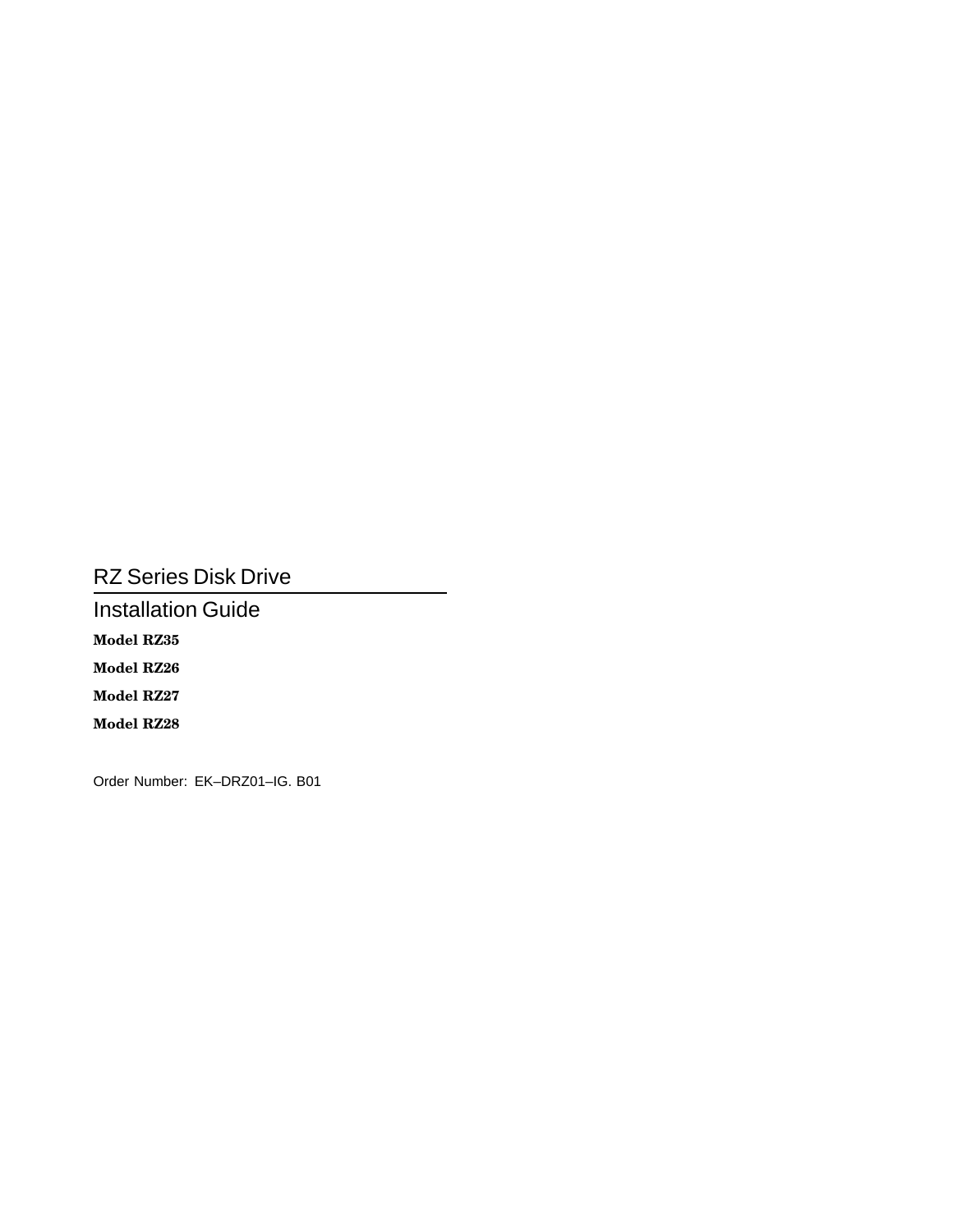# RZ Series Disk Drive

## Installation Guide

**Model RZ35**

**Model RZ26**

**Model RZ27**

**Model RZ28**

Order Number: EK–DRZ01–IG. B01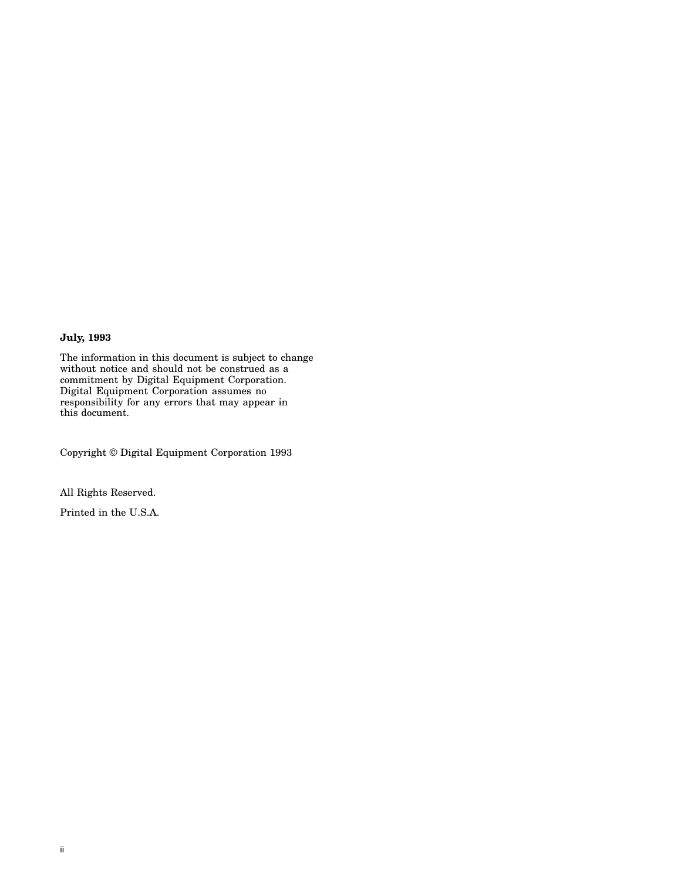**July, 1993**

The information in this document is subject to change without notice and should not be construed as a commitment by Digital Equipment Corporation. Digital Equipment Corporation assumes no responsibility for any errors that may appear in this document.

Copyright © Digital Equipment Corporation 1993

All Rights Reserved.

Printed in the U.S.A.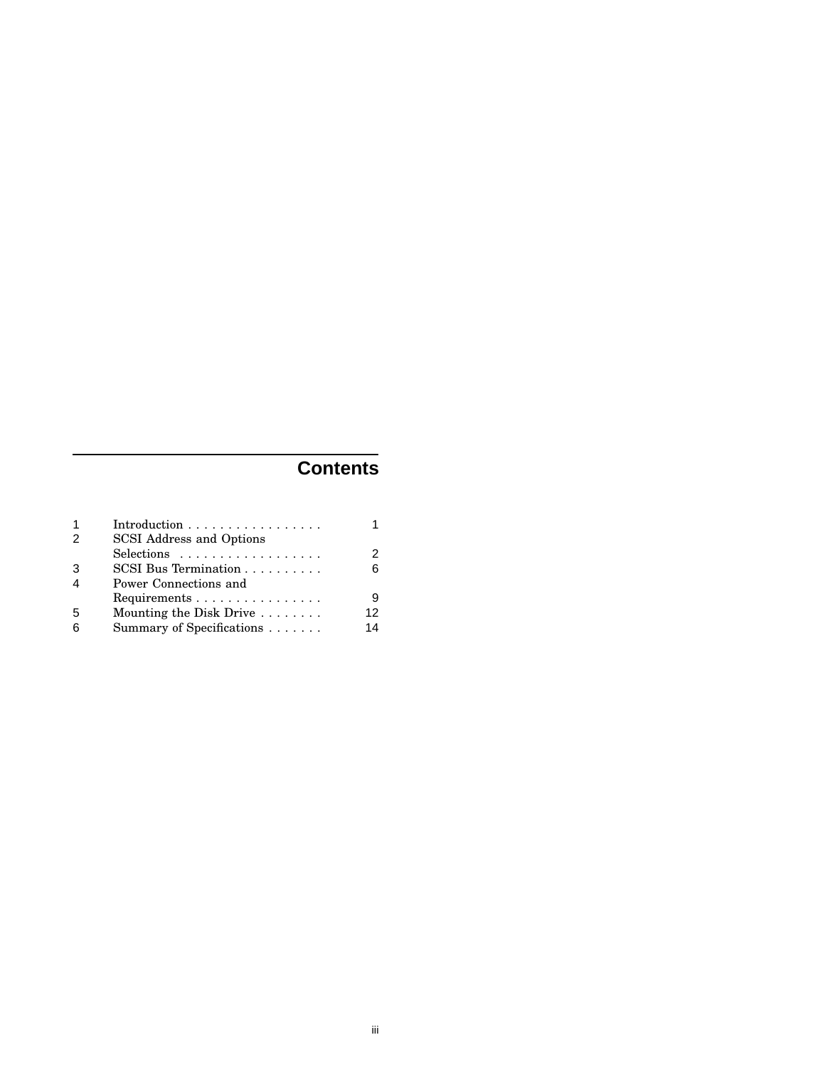# Contents

| | | |
|---|---|---|
| 1 | Introduction | 1 |
| 2 | SCSI Address and Options Selections | 2 |
| 3 | SCSI Bus Termination | 6 |
| 4 | Power Connections and Requirements | 9 |
| 5 | Mounting the Disk Drive | 12 |
| 6 | Summary of Specifications | 14 |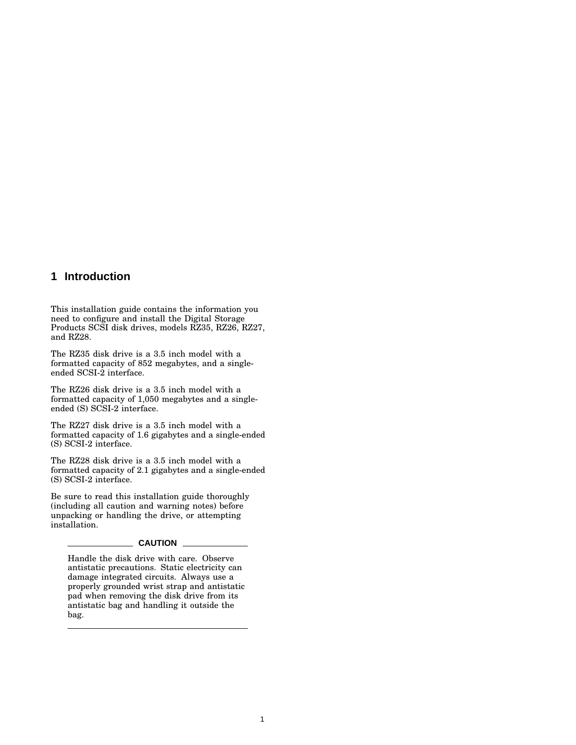# 1 Introduction

This installation guide contains the information you need to configure and install the Digital Storage Products SCSI disk drives, models RZ35, RZ26, RZ27, and RZ28.

The RZ35 disk drive is a 3.5 inch model with a formatted capacity of 852 megabytes, and a single-ended SCSI-2 interface.

The RZ26 disk drive is a 3.5 inch model with a formatted capacity of 1,050 megabytes and a single-ended (S) SCSI-2 interface.

The RZ27 disk drive is a 3.5 inch model with a formatted capacity of 1.6 gigabytes and a single-ended (S) SCSI-2 interface.

The RZ28 disk drive is a 3.5 inch model with a formatted capacity of 2.1 gigabytes and a single-ended (S) SCSI-2 interface.

Be sure to read this installation guide thoroughly (including all caution and warning notes) before unpacking or handling the drive, or attempting installation.

**CAUTION**

Handle the disk drive with care. Observe antistatic precautions. Static electricity can damage integrated circuits. Always use a properly grounded wrist strap and antistatic pad when removing the disk drive from its antistatic bag and handling it outside the bag.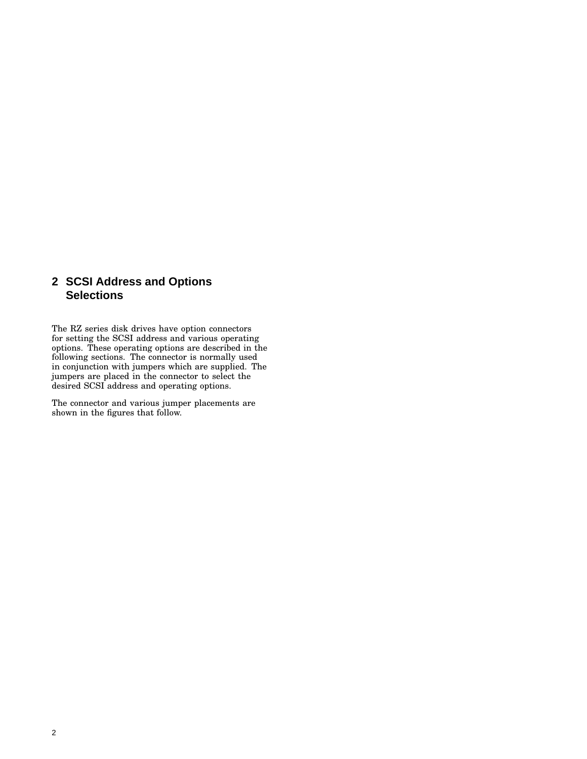# 2 SCSI Address and Options Selections

The RZ series disk drives have option connectors for setting the SCSI address and various operating options. These operating options are described in the following sections. The connector is normally used in conjunction with jumpers which are supplied. The jumpers are placed in the connector to select the desired SCSI address and operating options.

The connector and various jumper placements are shown in the figures that follow.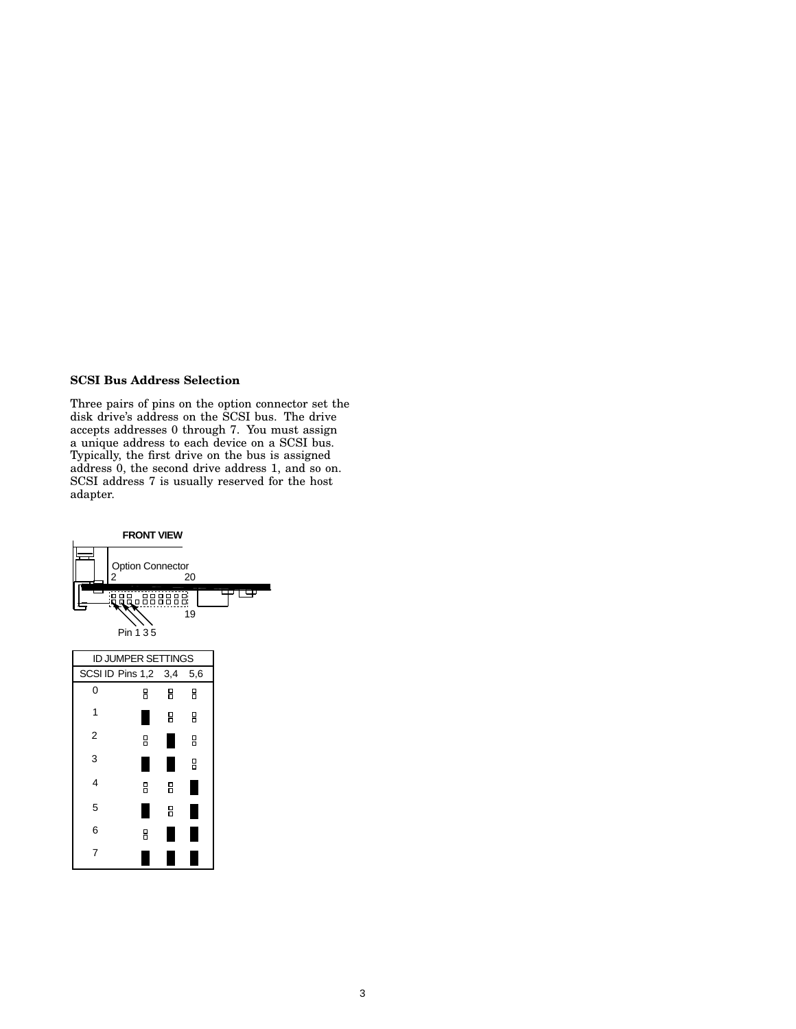### SCSI Bus Address Selection

Three pairs of pins on the option connector set the disk drive's address on the SCSI bus. The drive accepts addresses 0 through 7. You must assign a unique address to each device on a SCSI bus. Typically, the first drive on the bus is assigned address 0, the second drive address 1, and so on. SCSI address 7 is usually reserved for the host adapter.

**FRONT VIEW**

Option Connector

2 20

19

Pin 1 3 5

| ID JUMPER SETTINGS | | | |
|---|---|---|---|
| SCSI ID | Pins 1,2 | 3,4 | 5,6 |
| 0 | □ | □ | □ |
| 1 | ■ | □ | □ |
| 2 | □ | ■ | □ |
| 3 | ■ | ■ | □ |
| 4 | □ | □ | ■ |
| 5 | ■ | □ | ■ |
| 6 | □ | ■ | ■ |
| 7 | ■ | ■ | ■ |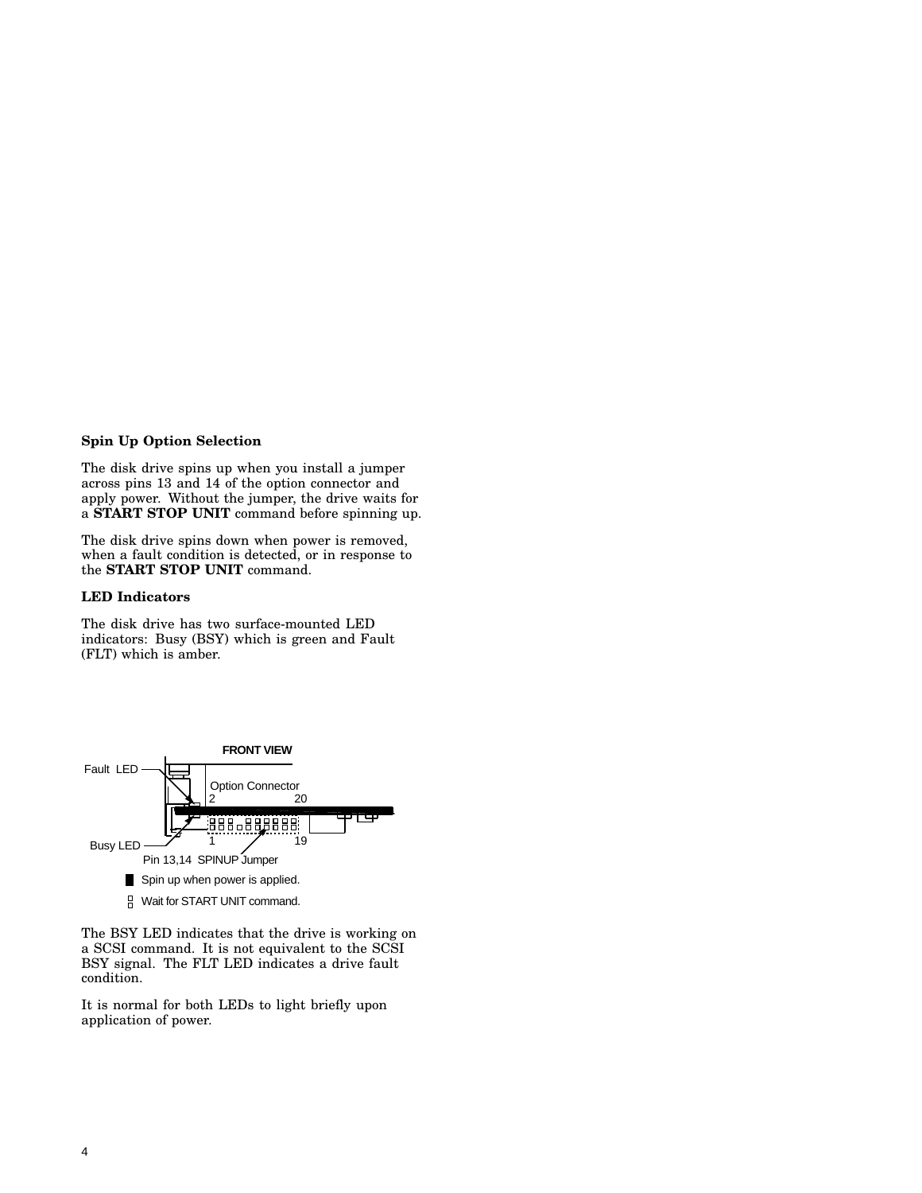### Spin Up Option Selection

The disk drive spins up when you install a jumper across pins 13 and 14 of the option connector and apply power. Without the jumper, the drive waits for a **START STOP UNIT** command before spinning up.

The disk drive spins down when power is removed, when a fault condition is detected, or in response to the **START STOP UNIT** command.

### LED Indicators

The disk drive has two surface-mounted LED indicators: Busy (BSY) which is green and Fault (FLT) which is amber.

FRONT VIEW

Fault LED

Option Connector

2 20

1 19

Busy LED

Pin 13,14 SPINUP Jumper

Spin up when power is applied.

Wait for START UNIT command.

The BSY LED indicates that the drive is working on a SCSI command. It is not equivalent to the SCSI BSY signal. The FLT LED indicates a drive fault condition.

It is normal for both LEDs to light briefly upon application of power.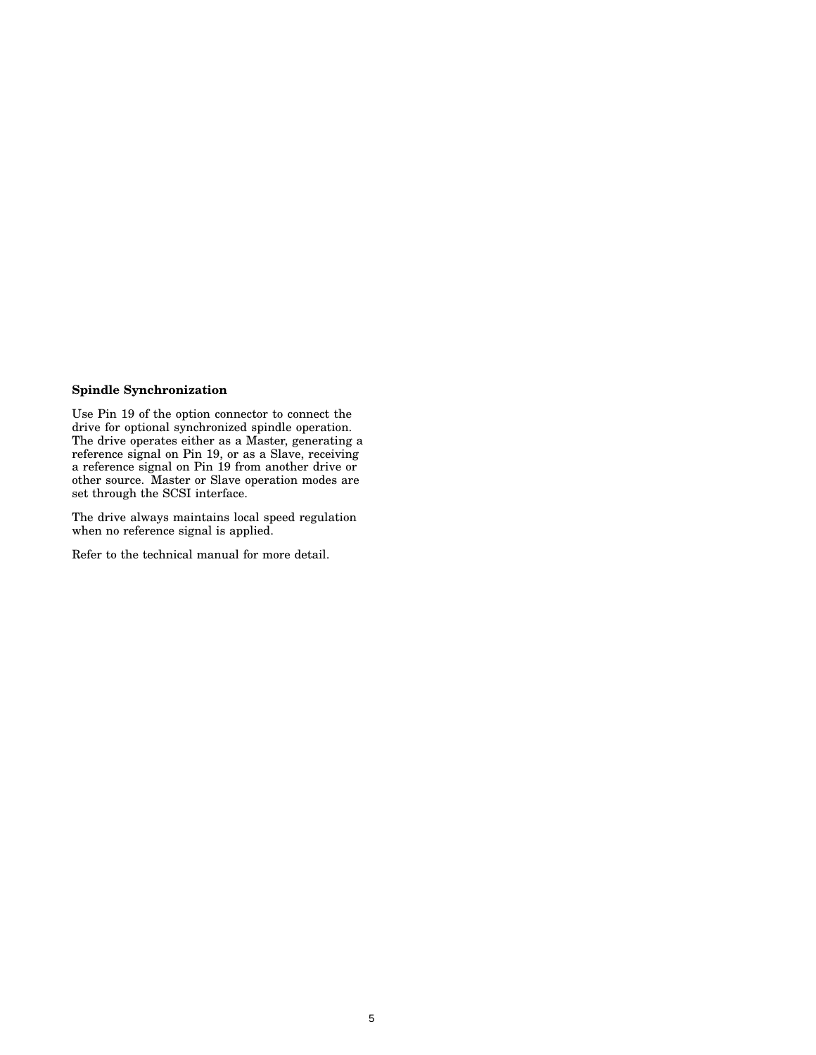**Spindle Synchronization**

Use Pin 19 of the option connector to connect the drive for optional synchronized spindle operation. The drive operates either as a Master, generating a reference signal on Pin 19, or as a Slave, receiving a reference signal on Pin 19 from another drive or other source. Master or Slave operation modes are set through the SCSI interface.

The drive always maintains local speed regulation when no reference signal is applied.

Refer to the technical manual for more detail.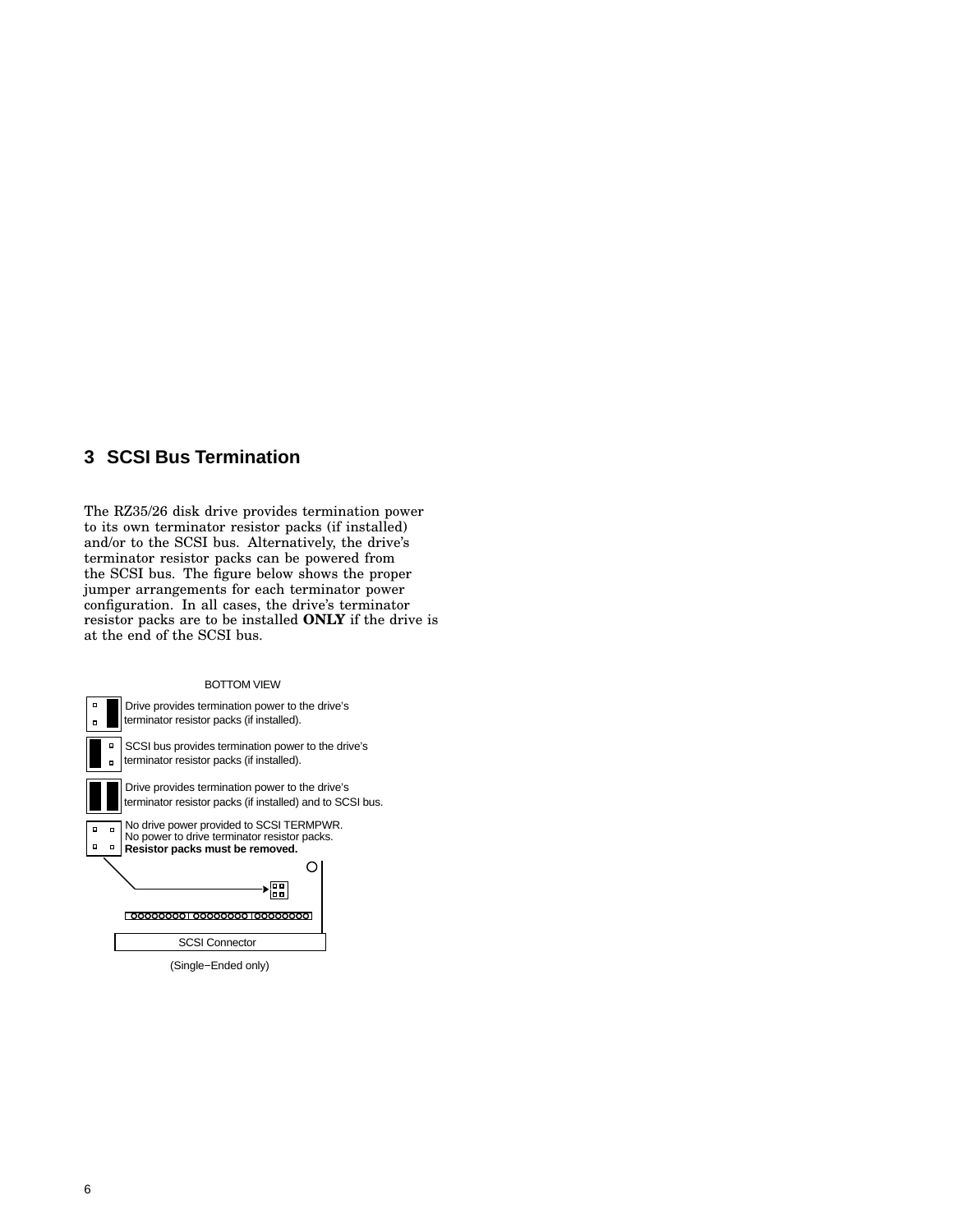## 3 SCSI Bus Termination

The RZ35/26 disk drive provides termination power to its own terminator resistor packs (if installed) and/or to the SCSI bus. Alternatively, the drive's terminator resistor packs can be powered from the SCSI bus. The figure below shows the proper jumper arrangements for each terminator power configuration. In all cases, the drive's terminator resistor packs are to be installed **ONLY** if the drive is at the end of the SCSI bus.

BOTTOM VIEW

Drive provides termination power to the drive's terminator resistor packs (if installed).

SCSI bus provides termination power to the drive's terminator resistor packs (if installed).

Drive provides termination power to the drive's terminator resistor packs (if installed) and to SCSI bus.

No drive power provided to SCSI TERMPWR.
No power to drive terminator resistor packs.
**Resistor packs must be removed.**

SCSI Connector

(Single−Ended only)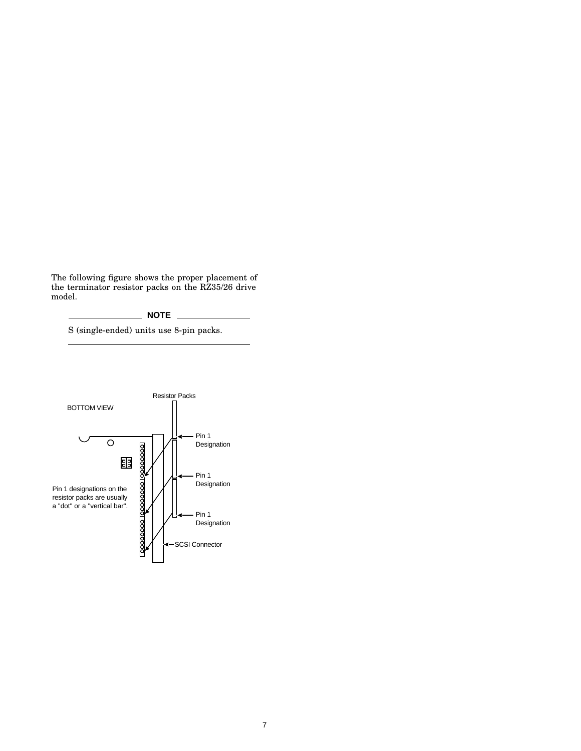The following figure shows the proper placement of the terminator resistor packs on the RZ35/26 drive model.

**NOTE**

S (single-ended) units use 8-pin packs.

---

BOTTOM VIEW

Resistor Packs

Pin 1 Designation

Pin 1 Designation

Pin 1 Designation

SCSI Connector

Pin 1 designations on the resistor packs are usually a "dot" or a "vertical bar".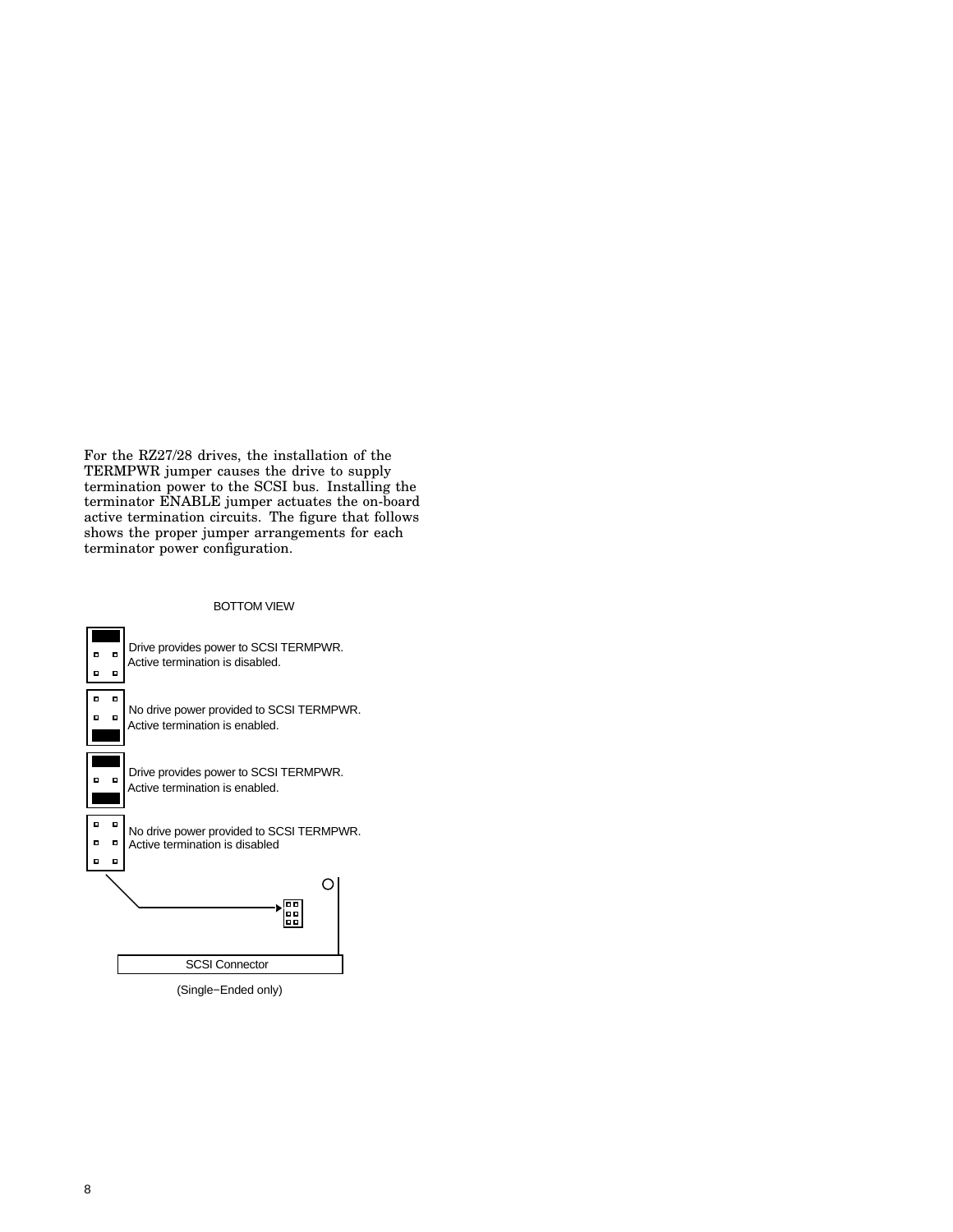For the RZ27/28 drives, the installation of the TERMPWR jumper causes the drive to supply termination power to the SCSI bus. Installing the terminator ENABLE jumper actuates the on-board active termination circuits. The figure that follows shows the proper jumper arrangements for each terminator power configuration.

BOTTOM VIEW

Drive provides power to SCSI TERMPWR.
Active termination is disabled.

No drive power provided to SCSI TERMPWR.
Active termination is enabled.

Drive provides power to SCSI TERMPWR.
Active termination is enabled.

No drive power provided to SCSI TERMPWR.
Active termination is disabled

SCSI Connector

(Single−Ended only)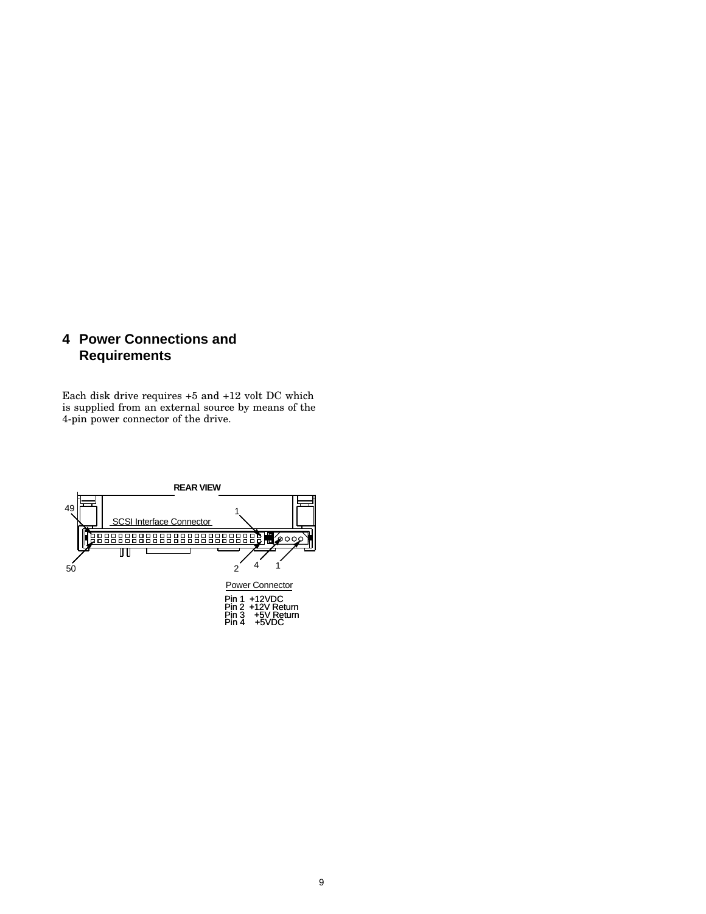# 4 Power Connections and Requirements

Each disk drive requires +5 and +12 volt DC which is supplied from an external source by means of the 4-pin power connector of the drive.

REAR VIEW

49

1

SCSI Interface Connector

50

2

4

1

Power Connector

Pin 1 +12VDC
Pin 2 +12V Return
Pin 3 +5V Return
Pin 4 +5VDC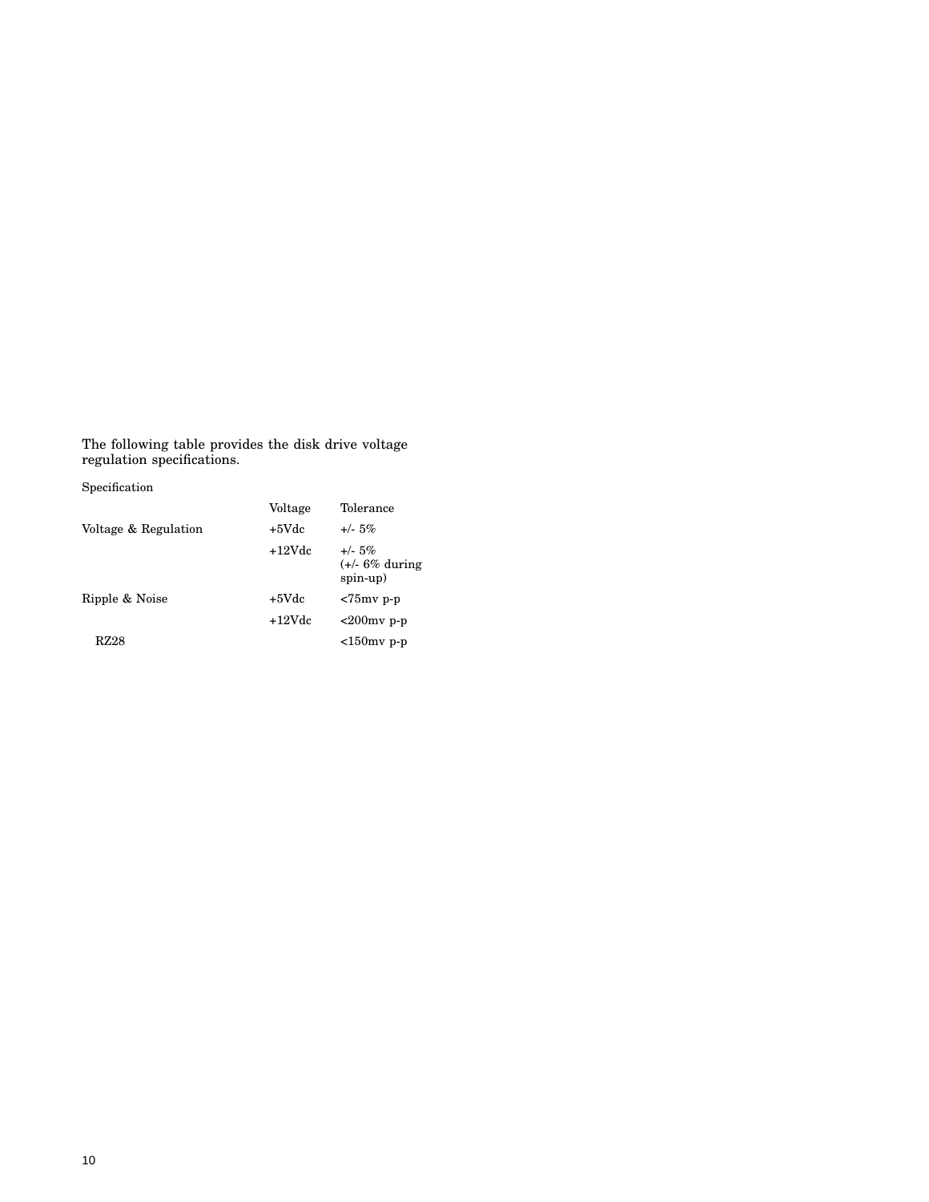The following table provides the disk drive voltage regulation specifications.

| Specification | Voltage | Tolerance |
| --- | --- | --- |
| Voltage & Regulation | +5Vdc | +/- 5% |
| | +12Vdc | +/- 5% (+/- 6% during spin-up) |
| Ripple & Noise | +5Vdc | <75mv p-p |
| | +12Vdc | <200mv p-p |
| RZ28 | | <150mv p-p |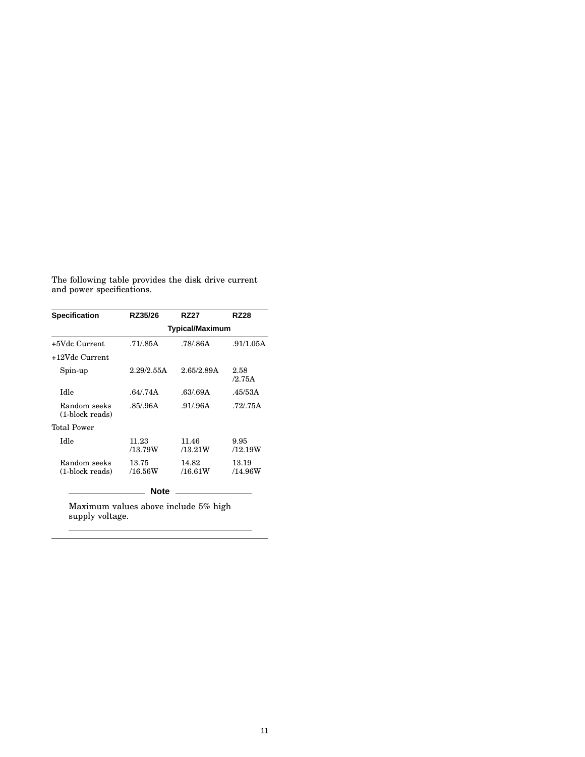The following table provides the disk drive current and power specifications.

| Specification | RZ35/26 | RZ27 | RZ28 |
|---|---|---|---|
| | Typical/Maximum | | |
| +5Vdc Current | .71/.85A | .78/.86A | .91/1.05A |
| +12Vdc Current | | | |
| Spin-up | 2.29/2.55A | 2.65/2.89A | 2.58 /2.75A |
| Idle | .64/.74A | .63/.69A | .45/53A |
| Random seeks (1-block reads) | .85/.96A | .91/.96A | .72/.75A |
| Total Power | | | |
| Idle | 11.23 /13.79W | 11.46 /13.21W | 9.95 /12.19W |
| Random seeks (1-block reads) | 13.75 /16.56W | 14.82 /16.61W | 13.19 /14.96W |

**Note**

Maximum values above include 5% high supply voltage.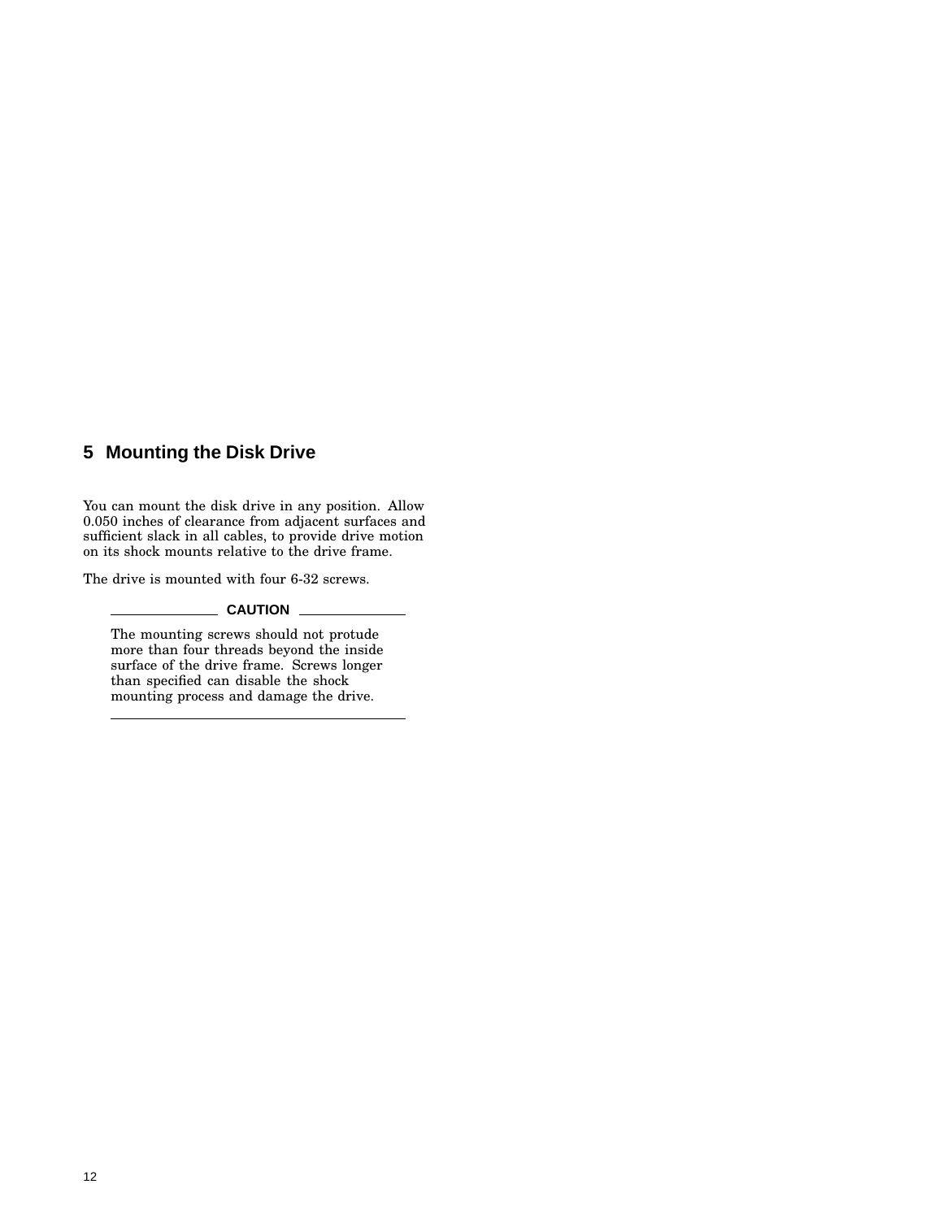## 5 Mounting the Disk Drive

You can mount the disk drive in any position. Allow 0.050 inches of clearance from adjacent surfaces and sufficient slack in all cables, to provide drive motion on its shock mounts relative to the drive frame.

The drive is mounted with four 6-32 screws.

**CAUTION**

The mounting screws should not protude more than four threads beyond the inside surface of the drive frame. Screws longer than specified can disable the shock mounting process and damage the drive.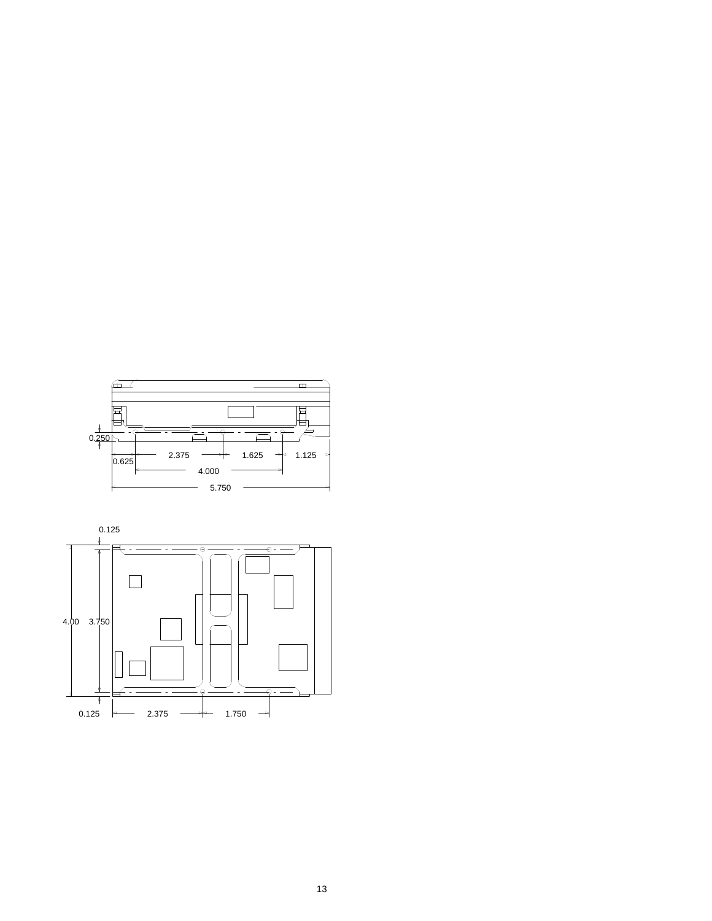0.250

2.375 1.625 1.125

0.625

4.000

5.750

0.125

4.00 3.750

0.125 2.375 1.750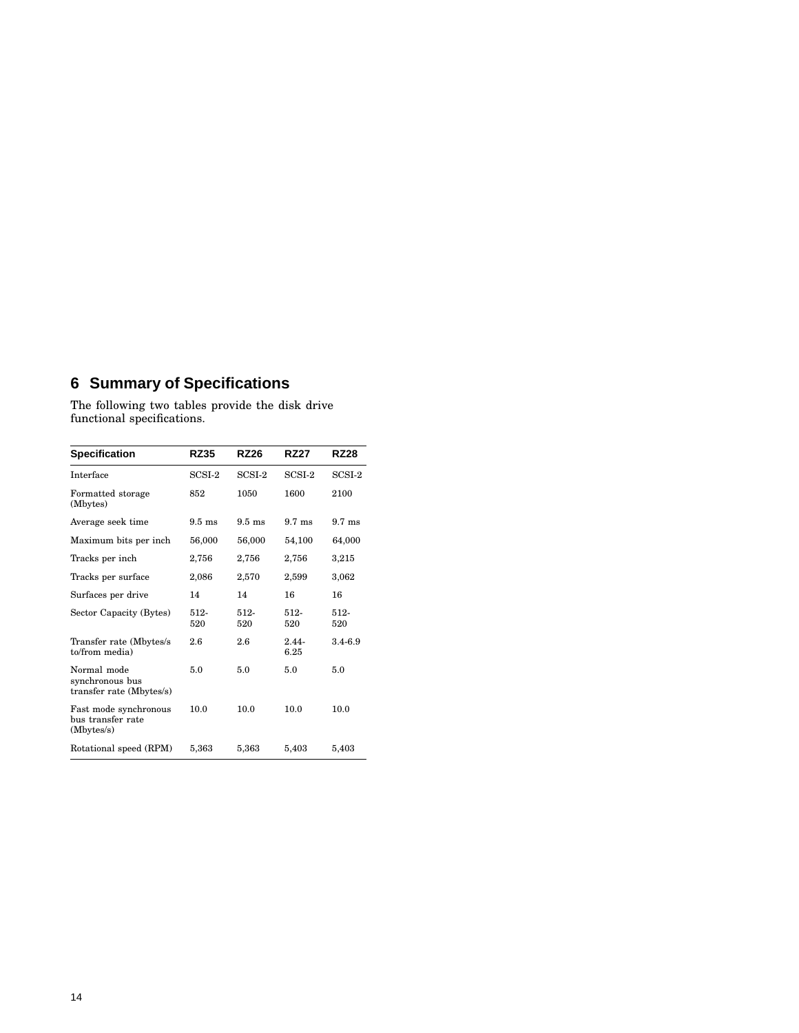## 6 Summary of Specifications

The following two tables provide the disk drive functional specifications.

| Specification | RZ35 | RZ26 | RZ27 | RZ28 |
|---|---|---|---|---|
| Interface | SCSI-2 | SCSI-2 | SCSI-2 | SCSI-2 |
| Formatted storage (Mbytes) | 852 | 1050 | 1600 | 2100 |
| Average seek time | 9.5 ms | 9.5 ms | 9.7 ms | 9.7 ms |
| Maximum bits per inch | 56,000 | 56,000 | 54,100 | 64,000 |
| Tracks per inch | 2,756 | 2,756 | 2,756 | 3,215 |
| Tracks per surface | 2,086 | 2,570 | 2,599 | 3,062 |
| Surfaces per drive | 14 | 14 | 16 | 16 |
| Sector Capacity (Bytes) | 512-520 | 512-520 | 512-520 | 512-520 |
| Transfer rate (Mbytes/s to/from media) | 2.6 | 2.6 | 2.44-6.25 | 3.4-6.9 |
| Normal mode synchronous bus transfer rate (Mbytes/s) | 5.0 | 5.0 | 5.0 | 5.0 |
| Fast mode synchronous bus transfer rate (Mbytes/s) | 10.0 | 10.0 | 10.0 | 10.0 |
| Rotational speed (RPM) | 5,363 | 5,363 | 5,403 | 5,403 |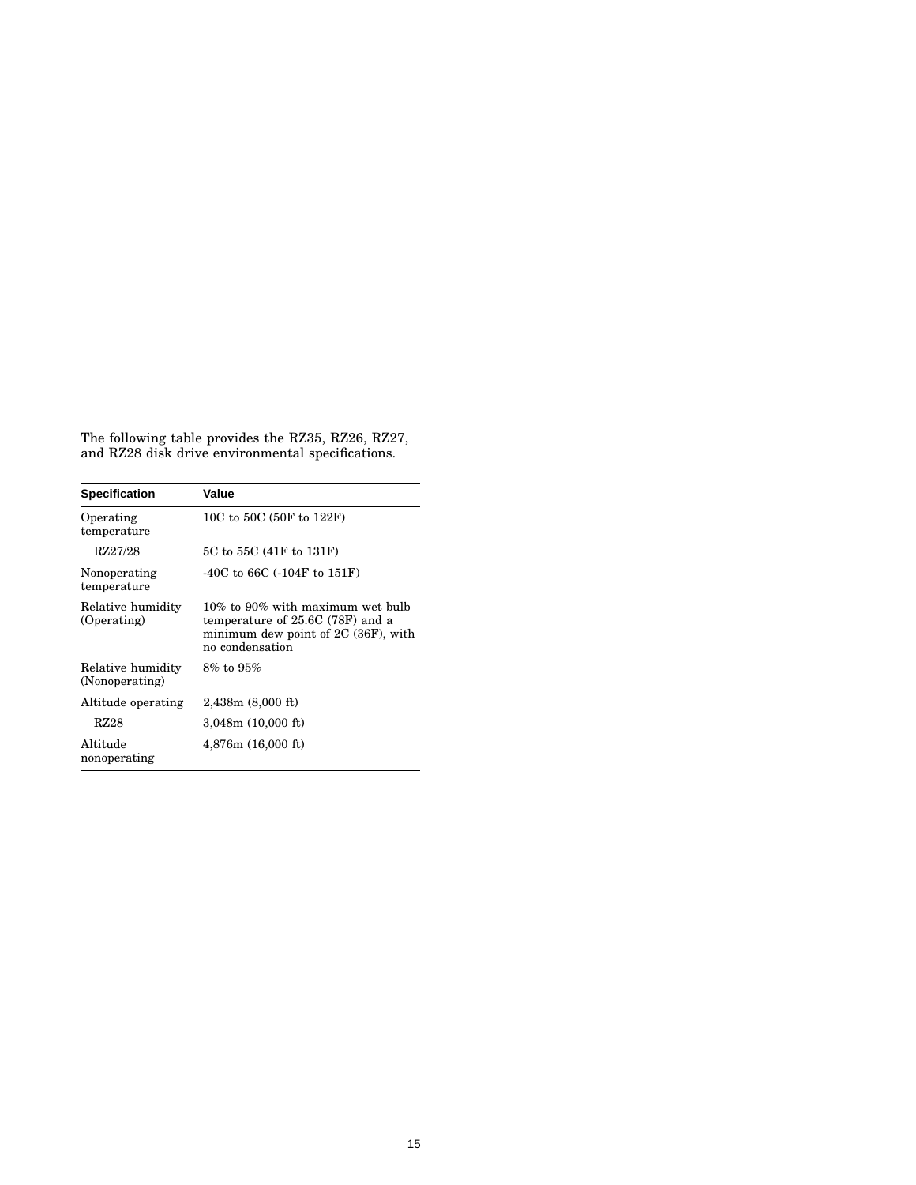The following table provides the RZ35, RZ26, RZ27, and RZ28 disk drive environmental specifications.

| Specification | Value |
|---|---|
| Operating temperature | 10C to 50C (50F to 122F) |
| RZ27/28 | 5C to 55C (41F to 131F) |
| Nonoperating temperature | -40C to 66C (-104F to 151F) |
| Relative humidity (Operating) | 10% to 90% with maximum wet bulb temperature of 25.6C (78F) and a minimum dew point of 2C (36F), with no condensation |
| Relative humidity (Nonoperating) | 8% to 95% |
| Altitude operating | 2,438m (8,000 ft) |
| RZ28 | 3,048m (10,000 ft) |
| Altitude nonoperating | 4,876m (16,000 ft) |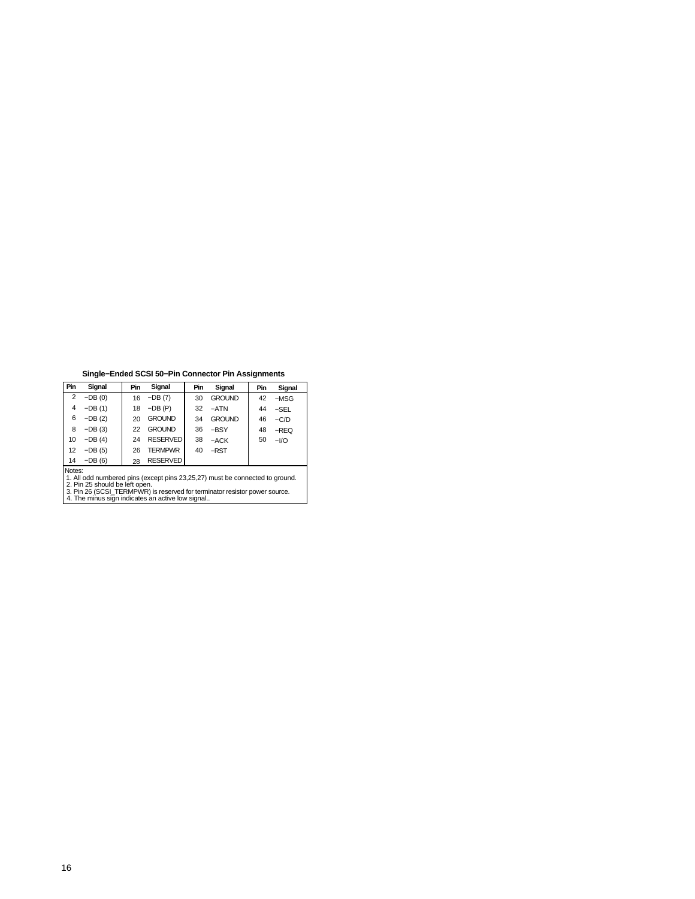**Single−Ended SCSI 50−Pin Connector Pin Assignments**

| Pin | Signal | Pin | Signal | Pin | Signal | Pin | Signal |
|---|---|---|---|---|---|---|---|
| 2 | −DB (0) | 16 | −DB (7) | 30 | GROUND | 42 | −MSG |
| 4 | −DB (1) | 18 | −DB (P) | 32 | −ATN | 44 | −SEL |
| 6 | −DB (2) | 20 | GROUND | 34 | GROUND | 46 | −C/D |
| 8 | −DB (3) | 22 | GROUND | 36 | −BSY | 48 | −REQ |
| 10 | −DB (4) | 24 | RESERVED | 38 | −ACK | 50 | −I/O |
| 12 | −DB (5) | 26 | TERMPWR | 40 | −RST | | |
| 14 | −DB (6) | 28 | RESERVED | | | | |

Notes:
1. All odd numbered pins (except pins 23,25,27) must be connected to ground.
2. Pin 25 should be left open.
3. Pin 26 (SCSI_TERMPWR) is reserved for terminator resistor power source.
4. The minus sign indicates an active low signal..